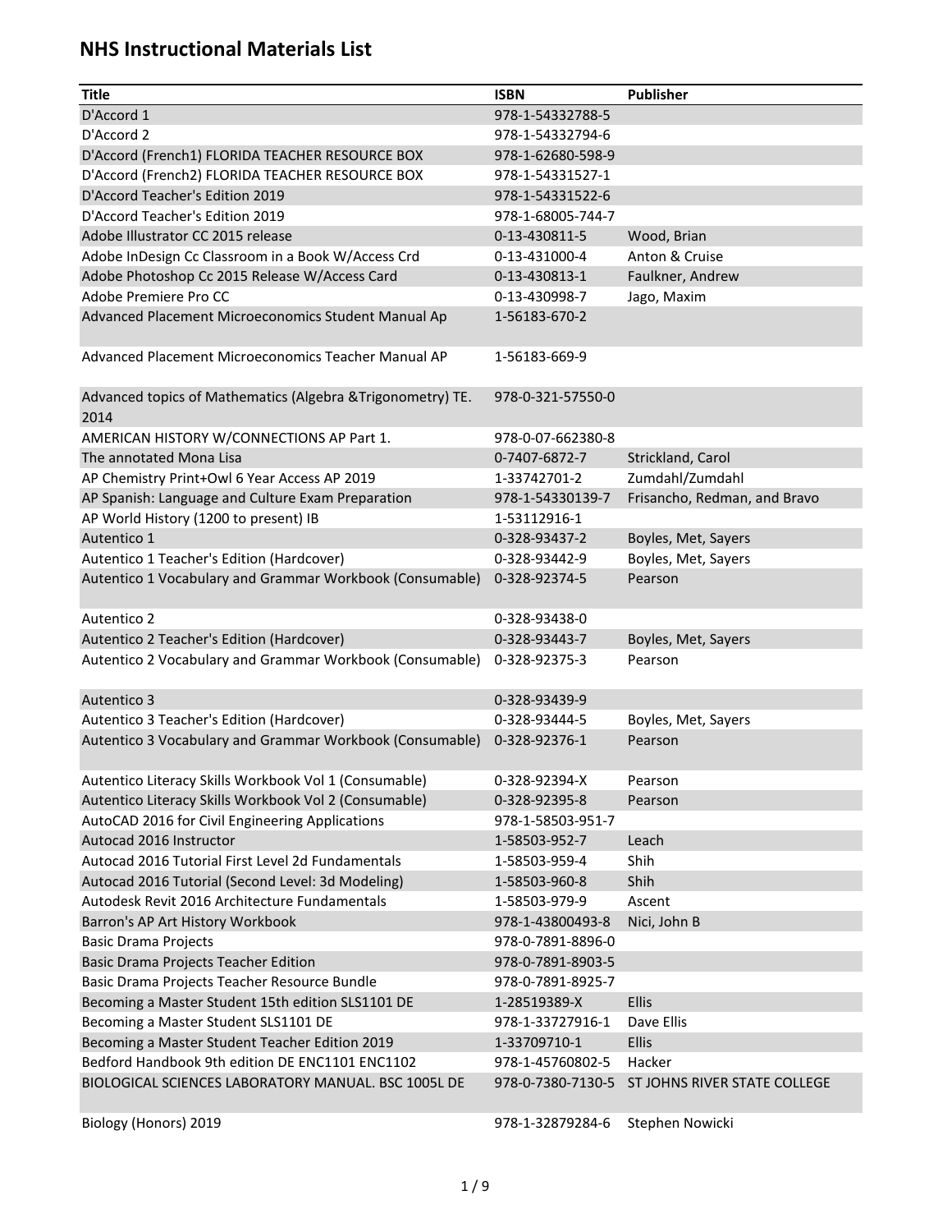# NHS Instructional Materials List

| Title | ISBN | Publisher |
|---|---|---|
| D'Accord 1 | 978-1-54332788-5 | |
| D'Accord 2 | 978-1-54332794-6 | |
| D'Accord (French1) FLORIDA TEACHER RESOURCE BOX | 978-1-62680-598-9 | |
| D'Accord (French2) FLORIDA TEACHER RESOURCE BOX | 978-1-54331527-1 | |
| D'Accord Teacher's Edition 2019 | 978-1-54331522-6 | |
| D'Accord Teacher's Edition 2019 | 978-1-68005-744-7 | |
| Adobe Illustrator CC 2015 release | 0-13-430811-5 | Wood, Brian |
| Adobe InDesign Cc Classroom in a Book W/Access Crd | 0-13-431000-4 | Anton & Cruise |
| Adobe Photoshop Cc 2015 Release W/Access Card | 0-13-430813-1 | Faulkner, Andrew |
| Adobe Premiere Pro CC | 0-13-430998-7 | Jago, Maxim |
| Advanced Placement Microeconomics Student Manual Ap | 1-56183-670-2 | |
| Advanced Placement Microeconomics Teacher Manual AP | 1-56183-669-9 | |
| Advanced topics of Mathematics (Algebra &Trigonometry) TE. 2014 | 978-0-321-57550-0 | |
| AMERICAN HISTORY W/CONNECTIONS AP Part 1. | 978-0-07-662380-8 | |
| The annotated Mona Lisa | 0-7407-6872-7 | Strickland, Carol |
| AP Chemistry Print+Owl 6 Year Access AP 2019 | 1-33742701-2 | Zumdahl/Zumdahl |
| AP Spanish: Language and Culture Exam Preparation | 978-1-54330139-7 | Frisancho, Redman, and Bravo |
| AP World History (1200 to present) IB | 1-53112916-1 | |
| Autentico 1 | 0-328-93437-2 | Boyles, Met, Sayers |
| Autentico 1 Teacher's Edition (Hardcover) | 0-328-93442-9 | Boyles, Met, Sayers |
| Autentico 1 Vocabulary and Grammar Workbook (Consumable) | 0-328-92374-5 | Pearson |
| Autentico 2 | 0-328-93438-0 | |
| Autentico 2 Teacher's Edition (Hardcover) | 0-328-93443-7 | Boyles, Met, Sayers |
| Autentico 2 Vocabulary and Grammar Workbook (Consumable) | 0-328-92375-3 | Pearson |
| Autentico 3 | 0-328-93439-9 | |
| Autentico 3 Teacher's Edition (Hardcover) | 0-328-93444-5 | Boyles, Met, Sayers |
| Autentico 3 Vocabulary and Grammar Workbook (Consumable) | 0-328-92376-1 | Pearson |
| Autentico Literacy Skills Workbook Vol 1 (Consumable) | 0-328-92394-X | Pearson |
| Autentico Literacy Skills Workbook Vol 2 (Consumable) | 0-328-92395-8 | Pearson |
| AutoCAD 2016 for Civil Engineering Applications | 978-1-58503-951-7 | |
| Autocad 2016 Instructor | 1-58503-952-7 | Leach |
| Autocad 2016 Tutorial First Level 2d Fundamentals | 1-58503-959-4 | Shih |
| Autocad 2016 Tutorial (Second Level: 3d Modeling) | 1-58503-960-8 | Shih |
| Autodesk Revit 2016 Architecture Fundamentals | 1-58503-979-9 | Ascent |
| Barron's AP Art History Workbook | 978-1-43800493-8 | Nici, John B |
| Basic Drama Projects | 978-0-7891-8896-0 | |
| Basic Drama Projects Teacher Edition | 978-0-7891-8903-5 | |
| Basic Drama Projects Teacher Resource Bundle | 978-0-7891-8925-7 | |
| Becoming a Master Student 15th edition SLS1101 DE | 1-28519389-X | Ellis |
| Becoming a Master Student SLS1101 DE | 978-1-33727916-1 | Dave Ellis |
| Becoming a Master Student Teacher Edition 2019 | 1-33709710-1 | Ellis |
| Bedford Handbook 9th edition DE ENC1101 ENC1102 | 978-1-45760802-5 | Hacker |
| BIOLOGICAL SCIENCES LABORATORY MANUAL. BSC 1005L DE | 978-0-7380-7130-5 | ST JOHNS RIVER STATE COLLEGE |
| Biology (Honors) 2019 | 978-1-32879284-6 | Stephen Nowicki |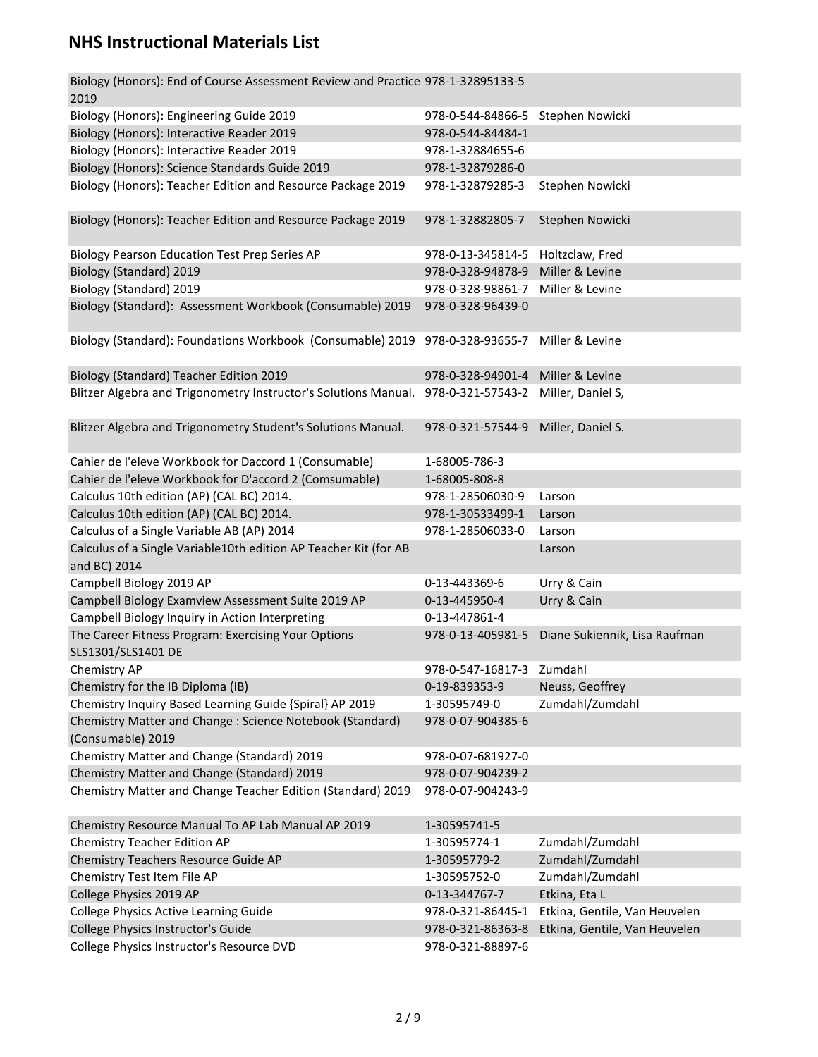# NHS Instructional Materials List

| | | |
|---|---|---|
| Biology (Honors): End of Course Assessment Review and Practice 2019 | 978-1-32895133-5 | |
| Biology (Honors): Engineering Guide 2019 | 978-0-544-84866-5 | Stephen Nowicki |
| Biology (Honors): Interactive Reader 2019 | 978-0-544-84484-1 | |
| Biology (Honors): Interactive Reader 2019 | 978-1-32884655-6 | |
| Biology (Honors): Science Standards Guide 2019 | 978-1-32879286-0 | |
| Biology (Honors): Teacher Edition and Resource Package 2019 | 978-1-32879285-3 | Stephen Nowicki |
| Biology (Honors): Teacher Edition and Resource Package 2019 | 978-1-32882805-7 | Stephen Nowicki |
| Biology Pearson Education Test Prep Series AP | 978-0-13-345814-5 | Holtzclaw, Fred |
| Biology (Standard) 2019 | 978-0-328-94878-9 | Miller & Levine |
| Biology (Standard) 2019 | 978-0-328-98861-7 | Miller & Levine |
| Biology (Standard): Assessment Workbook (Consumable) 2019 | 978-0-328-96439-0 | |
| Biology (Standard): Foundations Workbook (Consumable) 2019 | 978-0-328-93655-7 | Miller & Levine |
| Biology (Standard) Teacher Edition 2019 | 978-0-328-94901-4 | Miller & Levine |
| Blitzer Algebra and Trigonometry Instructor's Solutions Manual. | 978-0-321-57543-2 | Miller, Daniel S, |
| Blitzer Algebra and Trigonometry Student's Solutions Manual. | 978-0-321-57544-9 | Miller, Daniel S. |
| Cahier de l'eleve Workbook for Daccord 1 (Consumable) | 1-68005-786-3 | |
| Cahier de l'eleve Workbook for D'accord 2 (Comsumable) | 1-68005-808-8 | |
| Calculus 10th edition (AP) (CAL BC) 2014. | 978-1-28506030-9 | Larson |
| Calculus 10th edition (AP) (CAL BC) 2014. | 978-1-30533499-1 | Larson |
| Calculus of a Single Variable AB (AP) 2014 | 978-1-28506033-0 | Larson |
| Calculus of a Single Variable10th edition AP Teacher Kit (for AB and BC) 2014 | | Larson |
| Campbell Biology 2019 AP | 0-13-443369-6 | Urry & Cain |
| Campbell Biology Examview Assessment Suite 2019 AP | 0-13-445950-4 | Urry & Cain |
| Campbell Biology Inquiry in Action Interpreting | 0-13-447861-4 | |
| The Career Fitness Program: Exercising Your Options SLS1301/SLS1401 DE | 978-0-13-405981-5 | Diane Sukiennik, Lisa Raufman |
| Chemistry AP | 978-0-547-16817-3 | Zumdahl |
| Chemistry for the IB Diploma (IB) | 0-19-839353-9 | Neuss, Geoffrey |
| Chemistry Inquiry Based Learning Guide {Spiral} AP 2019 | 1-30595749-0 | Zumdahl/Zumdahl |
| Chemistry Matter and Change : Science Notebook (Standard) (Consumable) 2019 | 978-0-07-904385-6 | |
| Chemistry Matter and Change (Standard) 2019 | 978-0-07-681927-0 | |
| Chemistry Matter and Change (Standard) 2019 | 978-0-07-904239-2 | |
| Chemistry Matter and Change Teacher Edition (Standard) 2019 | 978-0-07-904243-9 | |
| Chemistry Resource Manual To AP Lab Manual AP 2019 | 1-30595741-5 | |
| Chemistry Teacher Edition AP | 1-30595774-1 | Zumdahl/Zumdahl |
| Chemistry Teachers Resource Guide AP | 1-30595779-2 | Zumdahl/Zumdahl |
| Chemistry Test Item File AP | 1-30595752-0 | Zumdahl/Zumdahl |
| College Physics 2019 AP | 0-13-344767-7 | Etkina, Eta L |
| College Physics Active Learning Guide | 978-0-321-86445-1 | Etkina, Gentile, Van Heuvelen |
| College Physics Instructor's Guide | 978-0-321-86363-8 | Etkina, Gentile, Van Heuvelen |
| College Physics Instructor's Resource DVD | 978-0-321-88897-6 | |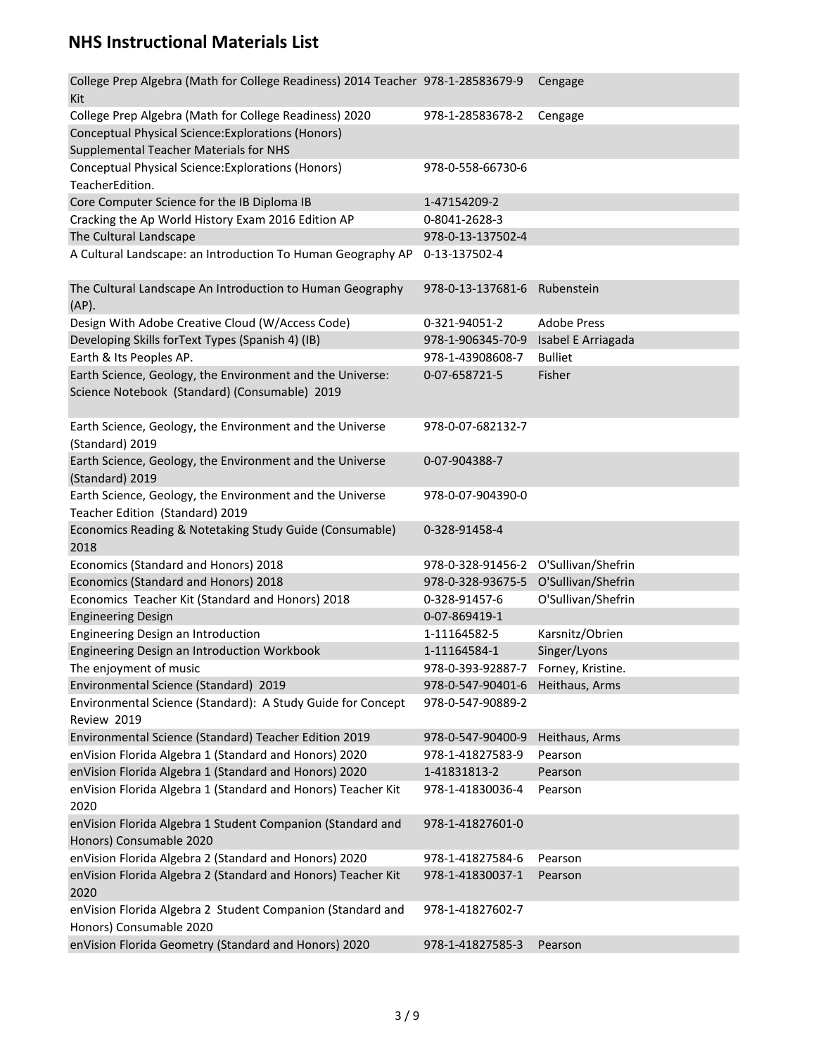## NHS Instructional Materials List

| | | |
|---|---|---|
| College Prep Algebra (Math for College Readiness) 2014 Teacher Kit | 978-1-28583679-9 | Cengage |
| College Prep Algebra (Math for College Readiness) 2020 | 978-1-28583678-2 | Cengage |
| Conceptual Physical Science:Explorations (Honors) Supplemental Teacher Materials for NHS | | |
| Conceptual Physical Science:Explorations (Honors) TeacherEdition. | 978-0-558-66730-6 | |
| Core Computer Science for the IB Diploma IB | 1-47154209-2 | |
| Cracking the Ap World History Exam 2016 Edition AP | 0-8041-2628-3 | |
| The Cultural Landscape | 978-0-13-137502-4 | |
| A Cultural Landscape: an Introduction To Human Geography AP | 0-13-137502-4 | |
| The Cultural Landscape An Introduction to Human Geography (AP). | 978-0-13-137681-6 | Rubenstein |
| Design With Adobe Creative Cloud (W/Access Code) | 0-321-94051-2 | Adobe Press |
| Developing Skills forText Types (Spanish 4) (IB) | 978-1-906345-70-9 | Isabel E Arriagada |
| Earth & Its Peoples AP. | 978-1-43908608-7 | Bulliet |
| Earth Science, Geology, the Environment and the Universe: Science Notebook (Standard) (Consumable) 2019 | 0-07-658721-5 | Fisher |
| Earth Science, Geology, the Environment and the Universe (Standard) 2019 | 978-0-07-682132-7 | |
| Earth Science, Geology, the Environment and the Universe (Standard) 2019 | 0-07-904388-7 | |
| Earth Science, Geology, the Environment and the Universe Teacher Edition (Standard) 2019 | 978-0-07-904390-0 | |
| Economics Reading & Notetaking Study Guide (Consumable) 2018 | 0-328-91458-4 | |
| Economics (Standard and Honors) 2018 | 978-0-328-91456-2 | O'Sullivan/Shefrin |
| Economics (Standard and Honors) 2018 | 978-0-328-93675-5 | O'Sullivan/Shefrin |
| Economics Teacher Kit (Standard and Honors) 2018 | 0-328-91457-6 | O'Sullivan/Shefrin |
| Engineering Design | 0-07-869419-1 | |
| Engineering Design an Introduction | 1-11164582-5 | Karsnitz/Obrien |
| Engineering Design an Introduction Workbook | 1-11164584-1 | Singer/Lyons |
| The enjoyment of music | 978-0-393-92887-7 | Forney, Kristine. |
| Environmental Science (Standard) 2019 | 978-0-547-90401-6 | Heithaus, Arms |
| Environmental Science (Standard): A Study Guide for Concept Review 2019 | 978-0-547-90889-2 | |
| Environmental Science (Standard) Teacher Edition 2019 | 978-0-547-90400-9 | Heithaus, Arms |
| enVision Florida Algebra 1 (Standard and Honors) 2020 | 978-1-41827583-9 | Pearson |
| enVision Florida Algebra 1 (Standard and Honors) 2020 | 1-41831813-2 | Pearson |
| enVision Florida Algebra 1 (Standard and Honors) Teacher Kit 2020 | 978-1-41830036-4 | Pearson |
| enVision Florida Algebra 1 Student Companion (Standard and Honors) Consumable 2020 | 978-1-41827601-0 | |
| enVision Florida Algebra 2 (Standard and Honors) 2020 | 978-1-41827584-6 | Pearson |
| enVision Florida Algebra 2 (Standard and Honors) Teacher Kit 2020 | 978-1-41830037-1 | Pearson |
| enVision Florida Algebra 2 Student Companion (Standard and Honors) Consumable 2020 | 978-1-41827602-7 | |
| enVision Florida Geometry (Standard and Honors) 2020 | 978-1-41827585-3 | Pearson |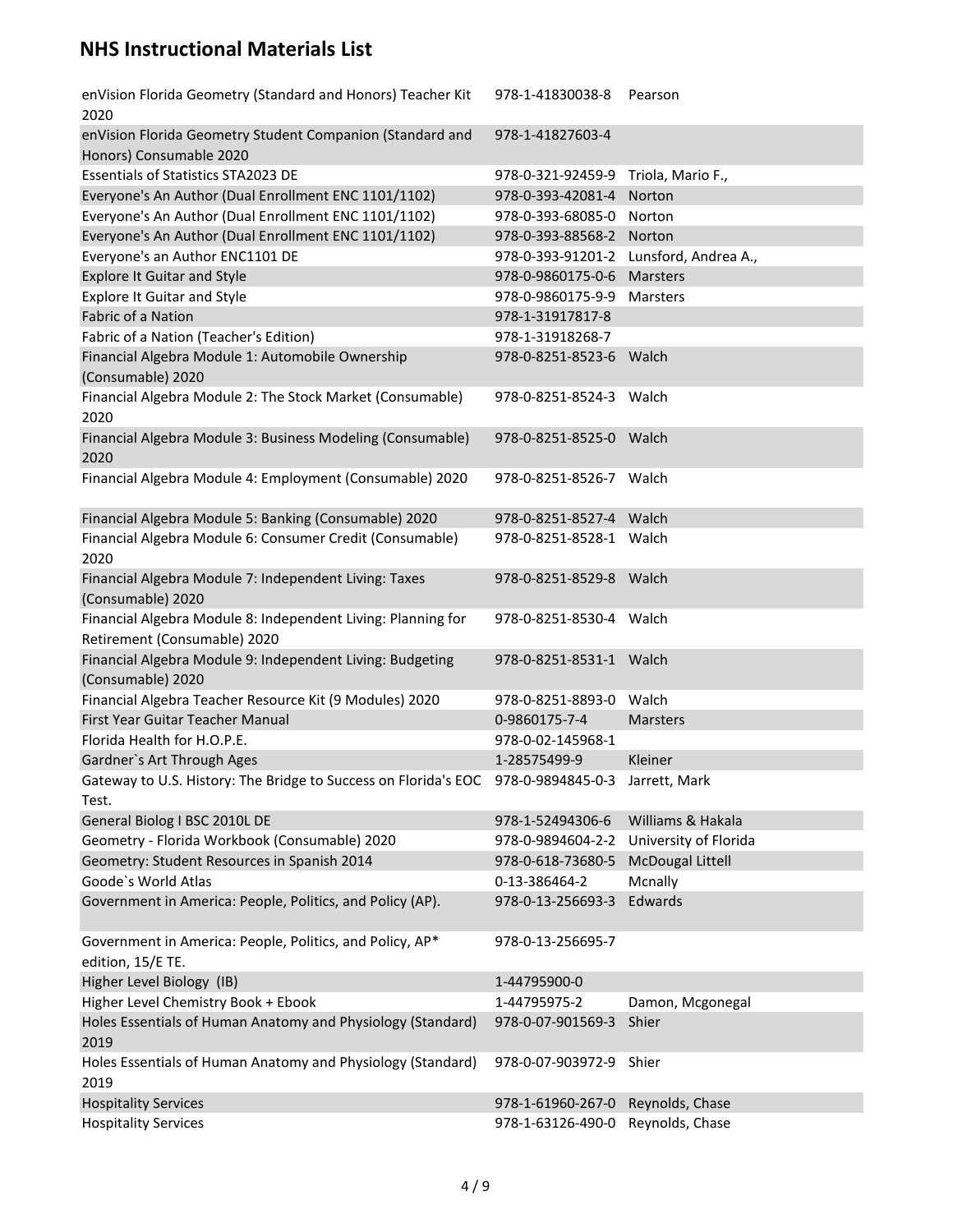## NHS Instructional Materials List

| Title | ISBN | Author/Publisher |
|---|---|---|
| enVision Florida Geometry (Standard and Honors) Teacher Kit 2020 | 978-1-41830038-8 | Pearson |
| enVision Florida Geometry Student Companion (Standard and Honors) Consumable 2020 | 978-1-41827603-4 | |
| Essentials of Statistics STA2023 DE | 978-0-321-92459-9 | Triola, Mario F., |
| Everyone's An Author (Dual Enrollment ENC 1101/1102) | 978-0-393-42081-4 | Norton |
| Everyone's An Author (Dual Enrollment ENC 1101/1102) | 978-0-393-68085-0 | Norton |
| Everyone's An Author (Dual Enrollment ENC 1101/1102) | 978-0-393-88568-2 | Norton |
| Everyone's an Author ENC1101 DE | 978-0-393-91201-2 | Lunsford, Andrea A., |
| Explore It Guitar and Style | 978-0-9860175-0-6 | Marsters |
| Explore It Guitar and Style | 978-0-9860175-9-9 | Marsters |
| Fabric of a Nation | 978-1-31917817-8 | |
| Fabric of a Nation (Teacher's Edition) | 978-1-31918268-7 | |
| Financial Algebra Module 1: Automobile Ownership (Consumable) 2020 | 978-0-8251-8523-6 | Walch |
| Financial Algebra Module 2: The Stock Market (Consumable) 2020 | 978-0-8251-8524-3 | Walch |
| Financial Algebra Module 3: Business Modeling (Consumable) 2020 | 978-0-8251-8525-0 | Walch |
| Financial Algebra Module 4: Employment (Consumable) 2020 | 978-0-8251-8526-7 | Walch |
| Financial Algebra Module 5: Banking (Consumable) 2020 | 978-0-8251-8527-4 | Walch |
| Financial Algebra Module 6: Consumer Credit (Consumable) 2020 | 978-0-8251-8528-1 | Walch |
| Financial Algebra Module 7: Independent Living: Taxes (Consumable) 2020 | 978-0-8251-8529-8 | Walch |
| Financial Algebra Module 8: Independent Living: Planning for Retirement (Consumable) 2020 | 978-0-8251-8530-4 | Walch |
| Financial Algebra Module 9: Independent Living: Budgeting (Consumable) 2020 | 978-0-8251-8531-1 | Walch |
| Financial Algebra Teacher Resource Kit (9 Modules) 2020 | 978-0-8251-8893-0 | Walch |
| First Year Guitar Teacher Manual | 0-9860175-7-4 | Marsters |
| Florida Health for H.O.P.E. | 978-0-02-145968-1 | |
| Gardner`s Art Through Ages | 1-28575499-9 | Kleiner |
| Gateway to U.S. History: The Bridge to Success on Florida's EOC Test. | 978-0-9894845-0-3 | Jarrett, Mark |
| General Biolog I BSC 2010L DE | 978-1-52494306-6 | Williams & Hakala |
| Geometry - Florida Workbook (Consumable) 2020 | 978-0-9894604-2-2 | University of Florida |
| Geometry: Student Resources in Spanish 2014 | 978-0-618-73680-5 | McDougal Littell |
| Goode`s World Atlas | 0-13-386464-2 | Mcnally |
| Government in America: People, Politics, and Policy (AP). | 978-0-13-256693-3 | Edwards |
| Government in America: People, Politics, and Policy, AP* edition, 15/E TE. | 978-0-13-256695-7 | |
| Higher Level Biology (IB) | 1-44795900-0 | |
| Higher Level Chemistry Book + Ebook | 1-44795975-2 | Damon, Mcgonegal |
| Holes Essentials of Human Anatomy and Physiology (Standard) 2019 | 978-0-07-901569-3 | Shier |
| Holes Essentials of Human Anatomy and Physiology (Standard) 2019 | 978-0-07-903972-9 | Shier |
| Hospitality Services | 978-1-61960-267-0 | Reynolds, Chase |
| Hospitality Services | 978-1-63126-490-0 | Reynolds, Chase |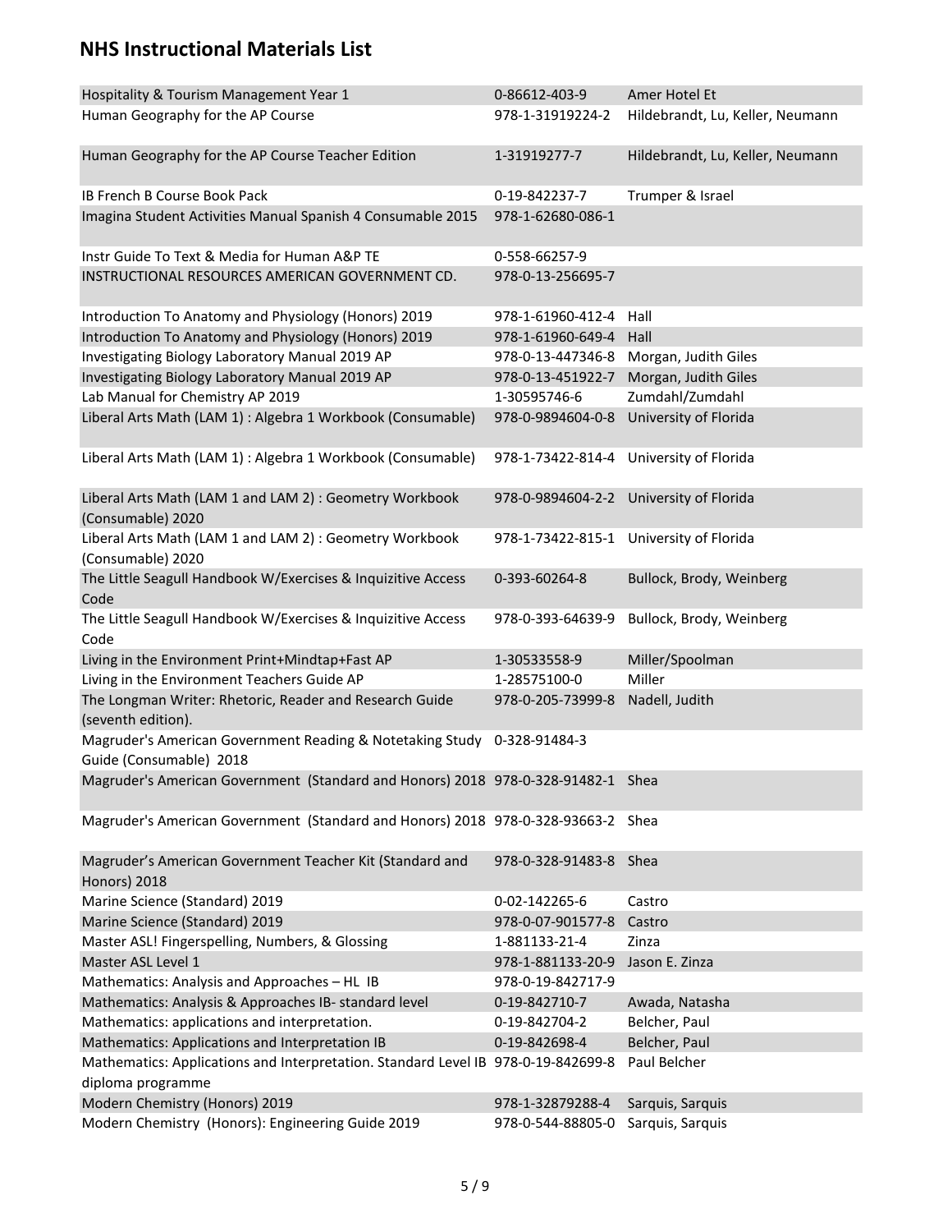## NHS Instructional Materials List

| | | |
|---|---|---|
| Hospitality & Tourism Management Year 1 | 0-86612-403-9 | Amer Hotel Et |
| Human Geography for the AP Course | 978-1-31919224-2 | Hildebrandt, Lu, Keller, Neumann |
| Human Geography for the AP Course Teacher Edition | 1-31919277-7 | Hildebrandt, Lu, Keller, Neumann |
| IB French B Course Book Pack | 0-19-842237-7 | Trumper & Israel |
| Imagina Student Activities Manual Spanish 4 Consumable 2015 | 978-1-62680-086-1 | |
| Instr Guide To Text & Media for Human A&P TE | 0-558-66257-9 | |
| INSTRUCTIONAL RESOURCES AMERICAN GOVERNMENT CD. | 978-0-13-256695-7 | |
| Introduction To Anatomy and Physiology (Honors) 2019 | 978-1-61960-412-4 | Hall |
| Introduction To Anatomy and Physiology (Honors) 2019 | 978-1-61960-649-4 | Hall |
| Investigating Biology Laboratory Manual 2019 AP | 978-0-13-447346-8 | Morgan, Judith Giles |
| Investigating Biology Laboratory Manual 2019 AP | 978-0-13-451922-7 | Morgan, Judith Giles |
| Lab Manual for Chemistry AP 2019 | 1-30595746-6 | Zumdahl/Zumdahl |
| Liberal Arts Math (LAM 1) : Algebra 1 Workbook (Consumable) | 978-0-9894604-0-8 | University of Florida |
| Liberal Arts Math (LAM 1) : Algebra 1 Workbook (Consumable) | 978-1-73422-814-4 | University of Florida |
| Liberal Arts Math (LAM 1 and LAM 2) : Geometry Workbook (Consumable) 2020 | 978-0-9894604-2-2 | University of Florida |
| Liberal Arts Math (LAM 1 and LAM 2) : Geometry Workbook (Consumable) 2020 | 978-1-73422-815-1 | University of Florida |
| The Little Seagull Handbook W/Exercises & Inquizitive Access Code | 0-393-60264-8 | Bullock, Brody, Weinberg |
| The Little Seagull Handbook W/Exercises & Inquizitive Access Code | 978-0-393-64639-9 | Bullock, Brody, Weinberg |
| Living in the Environment Print+Mindtap+Fast AP | 1-30533558-9 | Miller/Spoolman |
| Living in the Environment Teachers Guide AP | 1-28575100-0 | Miller |
| The Longman Writer: Rhetoric, Reader and Research Guide (seventh edition). | 978-0-205-73999-8 | Nadell, Judith |
| Magruder's American Government Reading & Notetaking Study Guide (Consumable) 2018 | 0-328-91484-3 | |
| Magruder's American Government (Standard and Honors) 2018 | 978-0-328-91482-1 | Shea |
| Magruder's American Government (Standard and Honors) 2018 | 978-0-328-93663-2 | Shea |
| Magruder's American Government Teacher Kit (Standard and Honors) 2018 | 978-0-328-91483-8 | Shea |
| Marine Science (Standard) 2019 | 0-02-142265-6 | Castro |
| Marine Science (Standard) 2019 | 978-0-07-901577-8 | Castro |
| Master ASL! Fingerspelling, Numbers, & Glossing | 1-881133-21-4 | Zinza |
| Master ASL Level 1 | 978-1-881133-20-9 | Jason E. Zinza |
| Mathematics: Analysis and Approaches – HL IB | 978-0-19-842717-9 | |
| Mathematics: Analysis & Approaches IB- standard level | 0-19-842710-7 | Awada, Natasha |
| Mathematics: applications and interpretation. | 0-19-842704-2 | Belcher, Paul |
| Mathematics: Applications and Interpretation IB | 0-19-842698-4 | Belcher, Paul |
| Mathematics: Applications and Interpretation. Standard Level IB diploma programme | 978-0-19-842699-8 | Paul Belcher |
| Modern Chemistry (Honors) 2019 | 978-1-32879288-4 | Sarquis, Sarquis |
| Modern Chemistry (Honors): Engineering Guide 2019 | 978-0-544-88805-0 | Sarquis, Sarquis |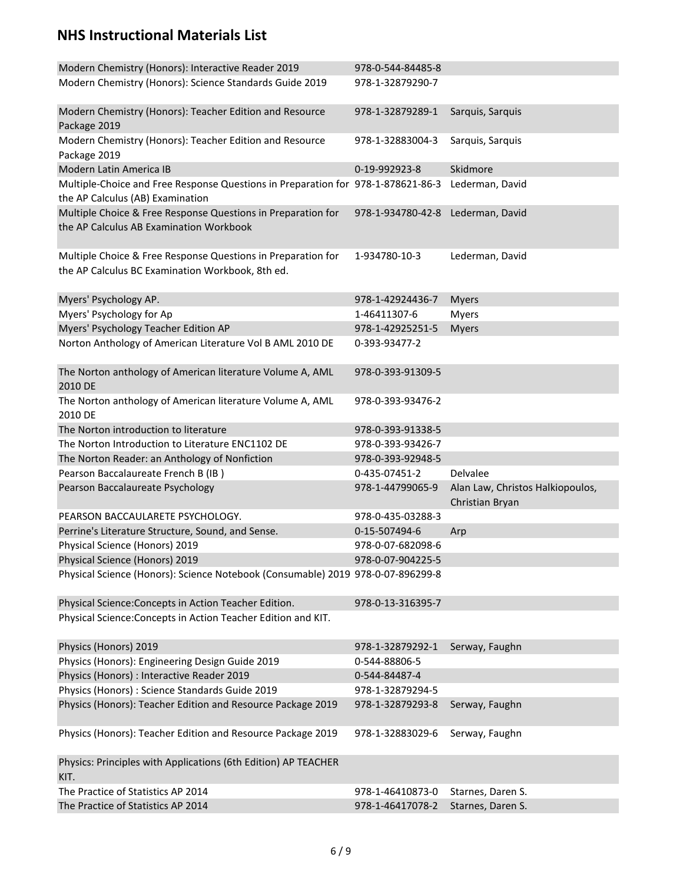## NHS Instructional Materials List

| Title | ISBN | Author |
| --- | --- | --- |
| Modern Chemistry (Honors): Interactive Reader 2019 | 978-0-544-84485-8 | |
| Modern Chemistry (Honors): Science Standards Guide 2019 | 978-1-32879290-7 | |
| Modern Chemistry (Honors): Teacher Edition and Resource Package 2019 | 978-1-32879289-1 | Sarquis, Sarquis |
| Modern Chemistry (Honors): Teacher Edition and Resource Package 2019 | 978-1-32883004-3 | Sarquis, Sarquis |
| Modern Latin America IB | 0-19-992923-8 | Skidmore |
| Multiple-Choice and Free Response Questions in Preparation for the AP Calculus (AB) Examination | 978-1-878621-86-3 | Lederman, David |
| Multiple Choice & Free Response Questions in Preparation for the AP Calculus AB Examination Workbook | 978-1-934780-42-8 | Lederman, David |
| Multiple Choice & Free Response Questions in Preparation for the AP Calculus BC Examination Workbook, 8th ed. | 1-934780-10-3 | Lederman, David |
| Myers' Psychology AP. | 978-1-42924436-7 | Myers |
| Myers' Psychology for Ap | 1-46411307-6 | Myers |
| Myers' Psychology Teacher Edition AP | 978-1-42925251-5 | Myers |
| Norton Anthology of American Literature Vol B AML 2010 DE | 0-393-93477-2 | |
| The Norton anthology of American literature Volume A, AML 2010 DE | 978-0-393-91309-5 | |
| The Norton anthology of American literature Volume A, AML 2010 DE | 978-0-393-93476-2 | |
| The Norton introduction to literature | 978-0-393-91338-5 | |
| The Norton Introduction to Literature ENC1102 DE | 978-0-393-93426-7 | |
| The Norton Reader: an Anthology of Nonfiction | 978-0-393-92948-5 | |
| Pearson Baccalaureate French B (IB ) | 0-435-07451-2 | Delvalee |
| Pearson Baccalaureate Psychology | 978-1-44799065-9 | Alan Law, Christos Halkiopoulos, Christian Bryan |
| PEARSON BACCAULARETE PSYCHOLOGY. | 978-0-435-03288-3 | |
| Perrine's Literature Structure, Sound, and Sense. | 0-15-507494-6 | Arp |
| Physical Science (Honors) 2019 | 978-0-07-682098-6 | |
| Physical Science (Honors) 2019 | 978-0-07-904225-5 | |
| Physical Science (Honors): Science Notebook (Consumable) 2019 | 978-0-07-896299-8 | |
| Physical Science:Concepts in Action Teacher Edition. | 978-0-13-316395-7 | |
| Physical Science:Concepts in Action Teacher Edition and KIT. | | |
| Physics (Honors) 2019 | 978-1-32879292-1 | Serway, Faughn |
| Physics (Honors): Engineering Design Guide 2019 | 0-544-88806-5 | |
| Physics (Honors) : Interactive Reader 2019 | 0-544-84487-4 | |
| Physics (Honors) : Science Standards Guide 2019 | 978-1-32879294-5 | |
| Physics (Honors): Teacher Edition and Resource Package 2019 | 978-1-32879293-8 | Serway, Faughn |
| Physics (Honors): Teacher Edition and Resource Package 2019 | 978-1-32883029-6 | Serway, Faughn |
| Physics: Principles with Applications (6th Edition) AP TEACHER KIT. | | |
| The Practice of Statistics AP 2014 | 978-1-46410873-0 | Starnes, Daren S. |
| The Practice of Statistics AP 2014 | 978-1-46417078-2 | Starnes, Daren S. |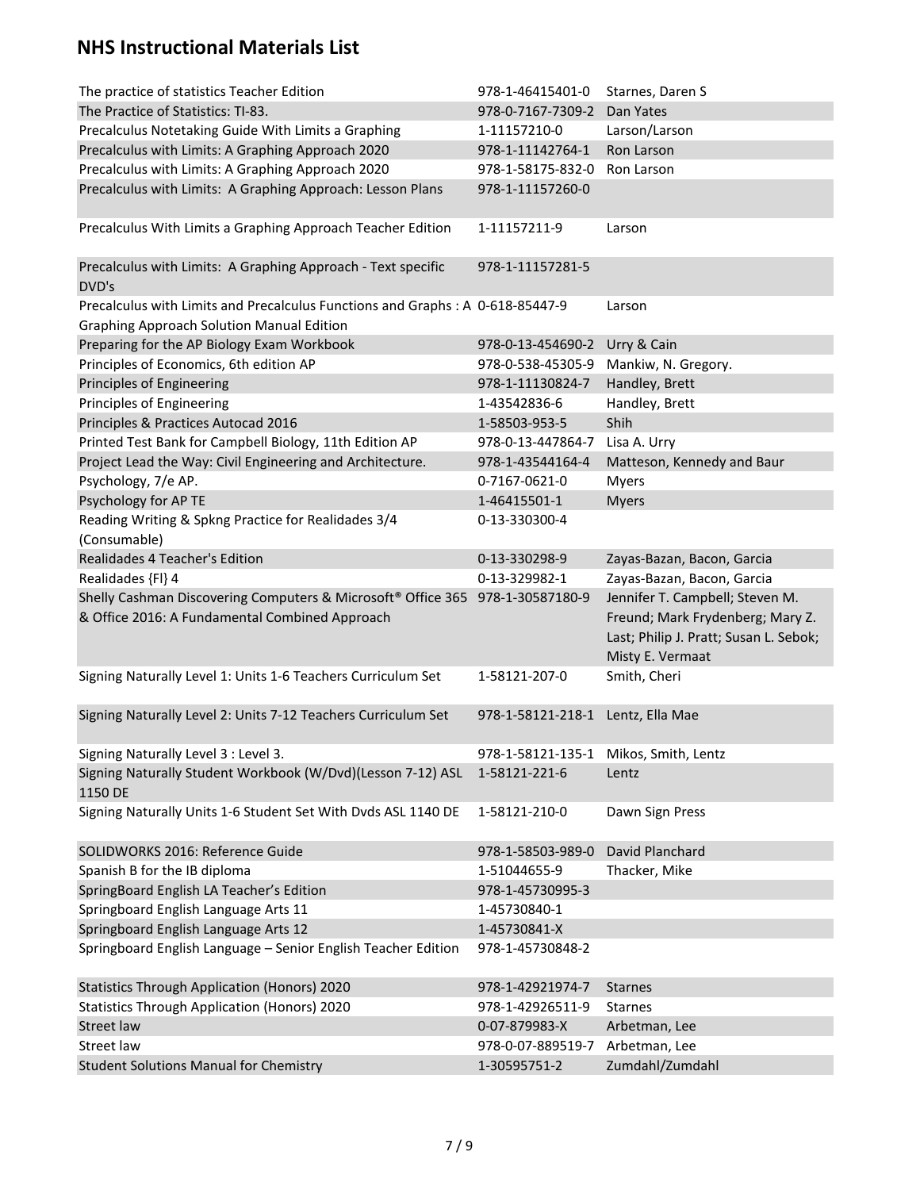## NHS Instructional Materials List

| Title | ISBN | Author |
|---|---|---|
| The practice of statistics Teacher Edition | 978-1-46415401-0 | Starnes, Daren S |
| The Practice of Statistics: TI-83. | 978-0-7167-7309-2 | Dan Yates |
| Precalculus Notetaking Guide With Limits a Graphing | 1-11157210-0 | Larson/Larson |
| Precalculus with Limits: A Graphing Approach 2020 | 978-1-11142764-1 | Ron Larson |
| Precalculus with Limits: A Graphing Approach 2020 | 978-1-58175-832-0 | Ron Larson |
| Precalculus with Limits: A Graphing Approach: Lesson Plans | 978-1-11157260-0 | |
| Precalculus With Limits a Graphing Approach Teacher Edition | 1-11157211-9 | Larson |
| Precalculus with Limits: A Graphing Approach - Text specific DVD's | 978-1-11157281-5 | |
| Precalculus with Limits and Precalculus Functions and Graphs : A Graphing Approach Solution Manual Edition | 0-618-85447-9 | Larson |
| Preparing for the AP Biology Exam Workbook | 978-0-13-454690-2 | Urry & Cain |
| Principles of Economics, 6th edition AP | 978-0-538-45305-9 | Mankiw, N. Gregory. |
| Principles of Engineering | 978-1-11130824-7 | Handley, Brett |
| Principles of Engineering | 1-43542836-6 | Handley, Brett |
| Principles & Practices Autocad 2016 | 1-58503-953-5 | Shih |
| Printed Test Bank for Campbell Biology, 11th Edition AP | 978-0-13-447864-7 | Lisa A. Urry |
| Project Lead the Way: Civil Engineering and Architecture. | 978-1-43544164-4 | Matteson, Kennedy and Baur |
| Psychology, 7/e AP. | 0-7167-0621-0 | Myers |
| Psychology for AP TE | 1-46415501-1 | Myers |
| Reading Writing & Spkng Practice for Realidades 3/4 (Consumable) | 0-13-330300-4 | |
| Realidades 4 Teacher's Edition | 0-13-330298-9 | Zayas-Bazan, Bacon, Garcia |
| Realidades {Fl} 4 | 0-13-329982-1 | Zayas-Bazan, Bacon, Garcia |
| Shelly Cashman Discovering Computers & Microsoft® Office 365 & Office 2016: A Fundamental Combined Approach | 978-1-30587180-9 | Jennifer T. Campbell; Steven M. Freund; Mark Frydenberg; Mary Z. Last; Philip J. Pratt; Susan L. Sebok; Misty E. Vermaat |
| Signing Naturally Level 1: Units 1-6 Teachers Curriculum Set | 1-58121-207-0 | Smith, Cheri |
| Signing Naturally Level 2: Units 7-12 Teachers Curriculum Set | 978-1-58121-218-1 | Lentz, Ella Mae |
| Signing Naturally Level 3 : Level 3. | 978-1-58121-135-1 | Mikos, Smith, Lentz |
| Signing Naturally Student Workbook (W/Dvd)(Lesson 7-12) ASL 1150 DE | 1-58121-221-6 | Lentz |
| Signing Naturally Units 1-6 Student Set With Dvds ASL 1140 DE | 1-58121-210-0 | Dawn Sign Press |
| SOLIDWORKS 2016: Reference Guide | 978-1-58503-989-0 | David Planchard |
| Spanish B for the IB diploma | 1-51044655-9 | Thacker, Mike |
| SpringBoard English LA Teacher's Edition | 978-1-45730995-3 | |
| Springboard English Language Arts 11 | 1-45730840-1 | |
| Springboard English Language Arts 12 | 1-45730841-X | |
| Springboard English Language – Senior English Teacher Edition | 978-1-45730848-2 | |
| Statistics Through Application (Honors) 2020 | 978-1-42921974-7 | Starnes |
| Statistics Through Application (Honors) 2020 | 978-1-42926511-9 | Starnes |
| Street law | 0-07-879983-X | Arbetman, Lee |
| Street law | 978-0-07-889519-7 | Arbetman, Lee |
| Student Solutions Manual for Chemistry | 1-30595751-2 | Zumdahl/Zumdahl |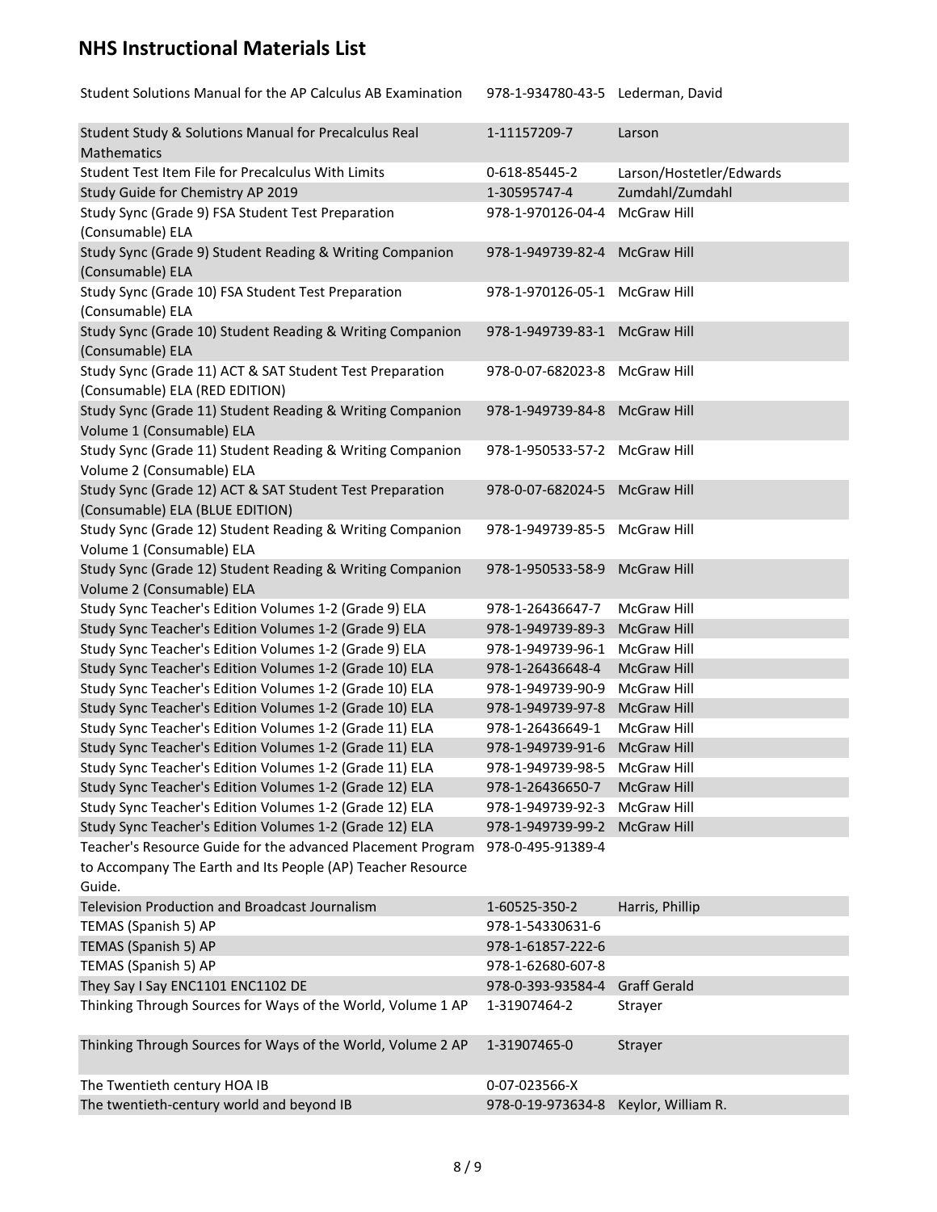## NHS Instructional Materials List

| Title | ISBN | Author/Publisher |
| --- | --- | --- |
| Student Solutions Manual for the AP Calculus AB Examination | 978-1-934780-43-5 | Lederman, David |
| Student Study & Solutions Manual for Precalculus Real Mathematics | 1-11157209-7 | Larson |
| Student Test Item File for Precalculus With Limits | 0-618-85445-2 | Larson/Hostetler/Edwards |
| Study Guide for Chemistry AP 2019 | 1-30595747-4 | Zumdahl/Zumdahl |
| Study Sync (Grade 9) FSA Student Test Preparation (Consumable) ELA | 978-1-970126-04-4 | McGraw Hill |
| Study Sync (Grade 9) Student Reading & Writing Companion (Consumable) ELA | 978-1-949739-82-4 | McGraw Hill |
| Study Sync (Grade 10) FSA Student Test Preparation (Consumable) ELA | 978-1-970126-05-1 | McGraw Hill |
| Study Sync (Grade 10) Student Reading & Writing Companion (Consumable) ELA | 978-1-949739-83-1 | McGraw Hill |
| Study Sync (Grade 11) ACT & SAT Student Test Preparation (Consumable) ELA (RED EDITION) | 978-0-07-682023-8 | McGraw Hill |
| Study Sync (Grade 11) Student Reading & Writing Companion Volume 1 (Consumable) ELA | 978-1-949739-84-8 | McGraw Hill |
| Study Sync (Grade 11) Student Reading & Writing Companion Volume 2 (Consumable) ELA | 978-1-950533-57-2 | McGraw Hill |
| Study Sync (Grade 12) ACT & SAT Student Test Preparation (Consumable) ELA (BLUE EDITION) | 978-0-07-682024-5 | McGraw Hill |
| Study Sync (Grade 12) Student Reading & Writing Companion Volume 1 (Consumable) ELA | 978-1-949739-85-5 | McGraw Hill |
| Study Sync (Grade 12) Student Reading & Writing Companion Volume 2 (Consumable) ELA | 978-1-950533-58-9 | McGraw Hill |
| Study Sync Teacher's Edition Volumes 1-2 (Grade 9) ELA | 978-1-26436647-7 | McGraw Hill |
| Study Sync Teacher's Edition Volumes 1-2 (Grade 9) ELA | 978-1-949739-89-3 | McGraw Hill |
| Study Sync Teacher's Edition Volumes 1-2 (Grade 9) ELA | 978-1-949739-96-1 | McGraw Hill |
| Study Sync Teacher's Edition Volumes 1-2 (Grade 10) ELA | 978-1-26436648-4 | McGraw Hill |
| Study Sync Teacher's Edition Volumes 1-2 (Grade 10) ELA | 978-1-949739-90-9 | McGraw Hill |
| Study Sync Teacher's Edition Volumes 1-2 (Grade 10) ELA | 978-1-949739-97-8 | McGraw Hill |
| Study Sync Teacher's Edition Volumes 1-2 (Grade 11) ELA | 978-1-26436649-1 | McGraw Hill |
| Study Sync Teacher's Edition Volumes 1-2 (Grade 11) ELA | 978-1-949739-91-6 | McGraw Hill |
| Study Sync Teacher's Edition Volumes 1-2 (Grade 11) ELA | 978-1-949739-98-5 | McGraw Hill |
| Study Sync Teacher's Edition Volumes 1-2 (Grade 12) ELA | 978-1-26436650-7 | McGraw Hill |
| Study Sync Teacher's Edition Volumes 1-2 (Grade 12) ELA | 978-1-949739-92-3 | McGraw Hill |
| Study Sync Teacher's Edition Volumes 1-2 (Grade 12) ELA | 978-1-949739-99-2 | McGraw Hill |
| Teacher's Resource Guide for the advanced Placement Program to Accompany The Earth and Its People (AP) Teacher Resource Guide. | 978-0-495-91389-4 | |
| Television Production and Broadcast Journalism | 1-60525-350-2 | Harris, Phillip |
| TEMAS (Spanish 5) AP | 978-1-54330631-6 | |
| TEMAS (Spanish 5) AP | 978-1-61857-222-6 | |
| TEMAS (Spanish 5) AP | 978-1-62680-607-8 | |
| They Say I Say ENC1101 ENC1102 DE | 978-0-393-93584-4 | Graff Gerald |
| Thinking Through Sources for Ways of the World, Volume 1 AP | 1-31907464-2 | Strayer |
| Thinking Through Sources for Ways of the World, Volume 2 AP | 1-31907465-0 | Strayer |
| The Twentieth century HOA IB | 0-07-023566-X | |
| The twentieth-century world and beyond IB | 978-0-19-973634-8 | Keylor, William R. |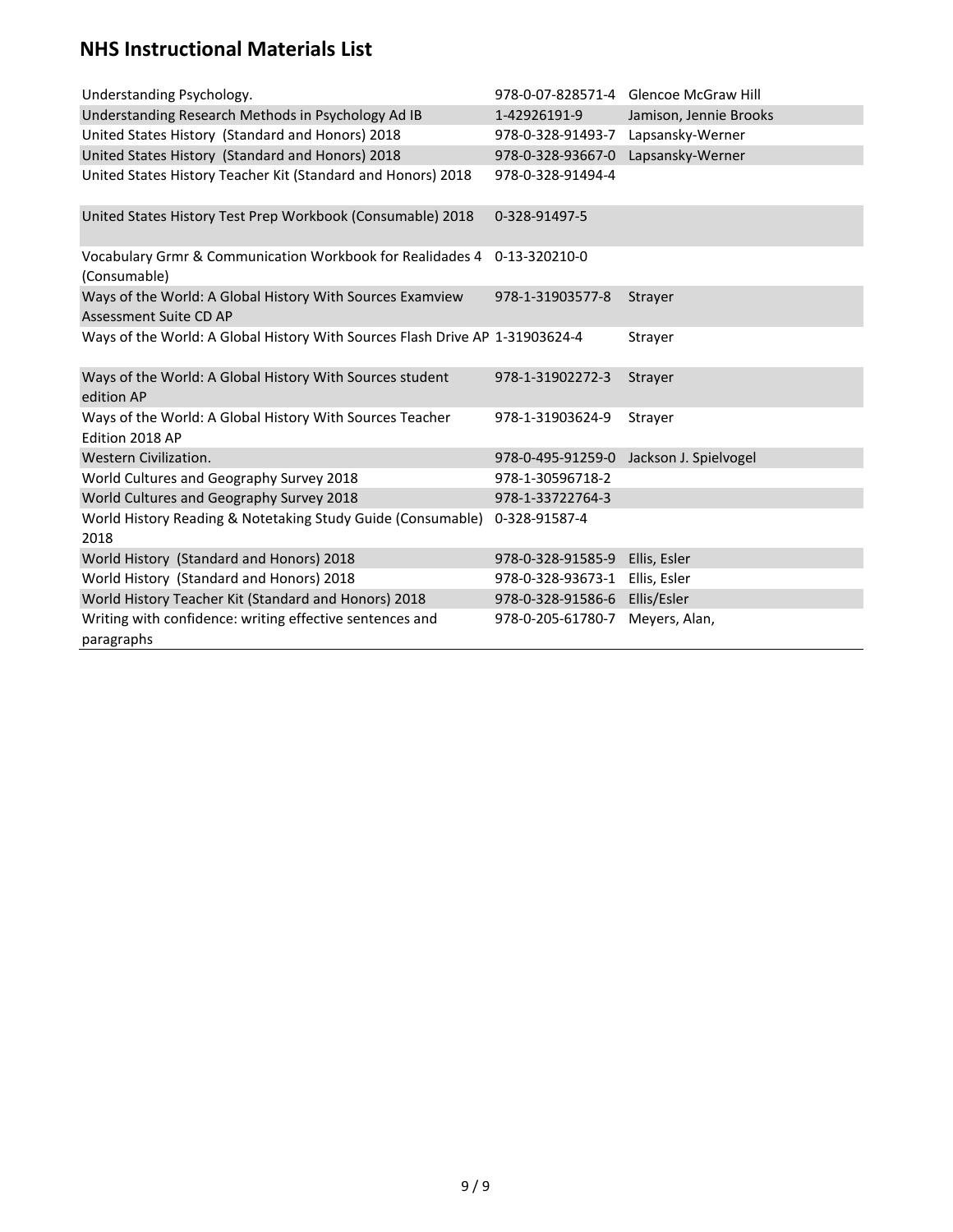# NHS Instructional Materials List

| | | |
|---|---|---|
| Understanding Psychology. | 978-0-07-828571-4 | Glencoe McGraw Hill |
| Understanding Research Methods in Psychology Ad IB | 1-42926191-9 | Jamison, Jennie Brooks |
| United States History (Standard and Honors) 2018 | 978-0-328-91493-7 | Lapsansky-Werner |
| United States History (Standard and Honors) 2018 | 978-0-328-93667-0 | Lapsansky-Werner |
| United States History Teacher Kit (Standard and Honors) 2018 | 978-0-328-91494-4 | |
| United States History Test Prep Workbook (Consumable) 2018 | 0-328-91497-5 | |
| Vocabulary Grmr & Communication Workbook for Realidades 4 (Consumable) | 0-13-320210-0 | |
| Ways of the World: A Global History With Sources Examview Assessment Suite CD AP | 978-1-31903577-8 | Strayer |
| Ways of the World: A Global History With Sources Flash Drive AP | 1-31903624-4 | Strayer |
| Ways of the World: A Global History With Sources student edition AP | 978-1-31902272-3 | Strayer |
| Ways of the World: A Global History With Sources Teacher Edition 2018 AP | 978-1-31903624-9 | Strayer |
| Western Civilization. | 978-0-495-91259-0 | Jackson J. Spielvogel |
| World Cultures and Geography Survey 2018 | 978-1-30596718-2 | |
| World Cultures and Geography Survey 2018 | 978-1-33722764-3 | |
| World History Reading & Notetaking Study Guide (Consumable) 2018 | 0-328-91587-4 | |
| World History (Standard and Honors) 2018 | 978-0-328-91585-9 | Ellis, Esler |
| World History (Standard and Honors) 2018 | 978-0-328-93673-1 | Ellis, Esler |
| World History Teacher Kit (Standard and Honors) 2018 | 978-0-328-91586-6 | Ellis/Esler |
| Writing with confidence: writing effective sentences and paragraphs | 978-0-205-61780-7 | Meyers, Alan, |